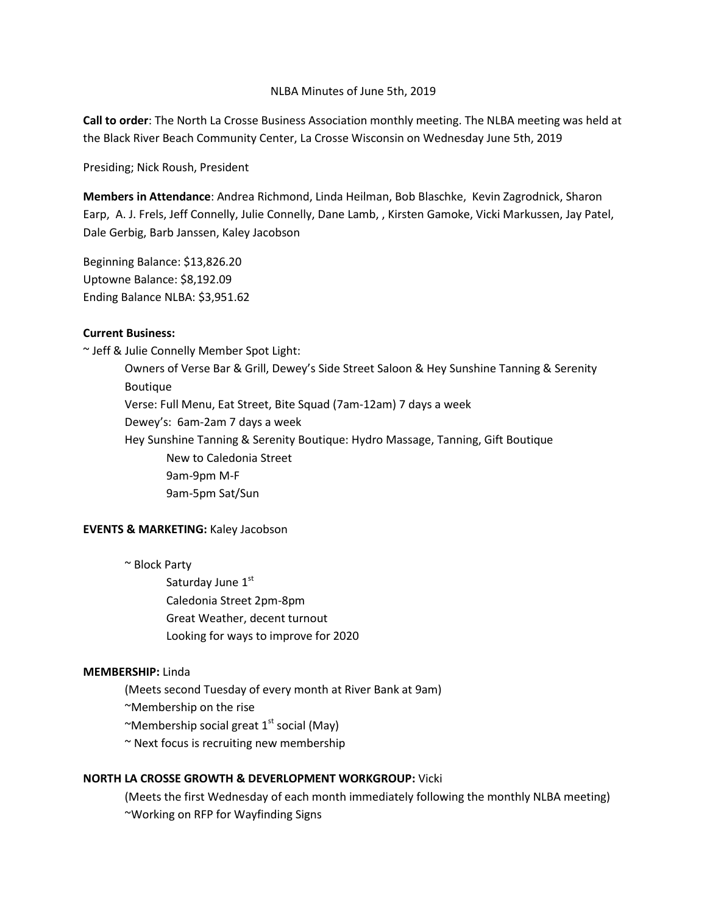NLBA Minutes of June 5th, 2019

**Call to order**: The North La Crosse Business Association monthly meeting. The NLBA meeting was held at the Black River Beach Community Center, La Crosse Wisconsin on Wednesday June 5th, 2019

Presiding; Nick Roush, President

**Members in Attendance**: Andrea Richmond, Linda Heilman, Bob Blaschke, Kevin Zagrodnick, Sharon Earp, A. J. Frels, Jeff Connelly, Julie Connelly, Dane Lamb, , Kirsten Gamoke, Vicki Markussen, Jay Patel, Dale Gerbig, Barb Janssen, Kaley Jacobson

Beginning Balance: $13,826.20
Uptowne Balance: $8,192.09
Ending Balance NLBA: $3,951.62

**Current Business:**

~ Jeff & Julie Connelly Member Spot Light:

- Owners of Verse Bar & Grill, Dewey's Side Street Saloon & Hey Sunshine Tanning & Serenity Boutique
- Verse: Full Menu, Eat Street, Bite Squad (7am-12am) 7 days a week
- Dewey's: 6am-2am 7 days a week
- Hey Sunshine Tanning & Serenity Boutique: Hydro Massage, Tanning, Gift Boutique
  - New to Caledonia Street
  - 9am-9pm M-F
  - 9am-5pm Sat/Sun

**EVENTS & MARKETING:** Kaley Jacobson

~ Block Party

- Saturday June 1st
- Caledonia Street 2pm-8pm
- Great Weather, decent turnout
- Looking for ways to improve for 2020

**MEMBERSHIP:** Linda

(Meets second Tuesday of every month at River Bank at 9am)

~Membership on the rise

~Membership social great 1st social (May)

~ Next focus is recruiting new membership

**NORTH LA CROSSE GROWTH & DEVERLOPMENT WORKGROUP:** Vicki

(Meets the first Wednesday of each month immediately following the monthly NLBA meeting)

~Working on RFP for Wayfinding Signs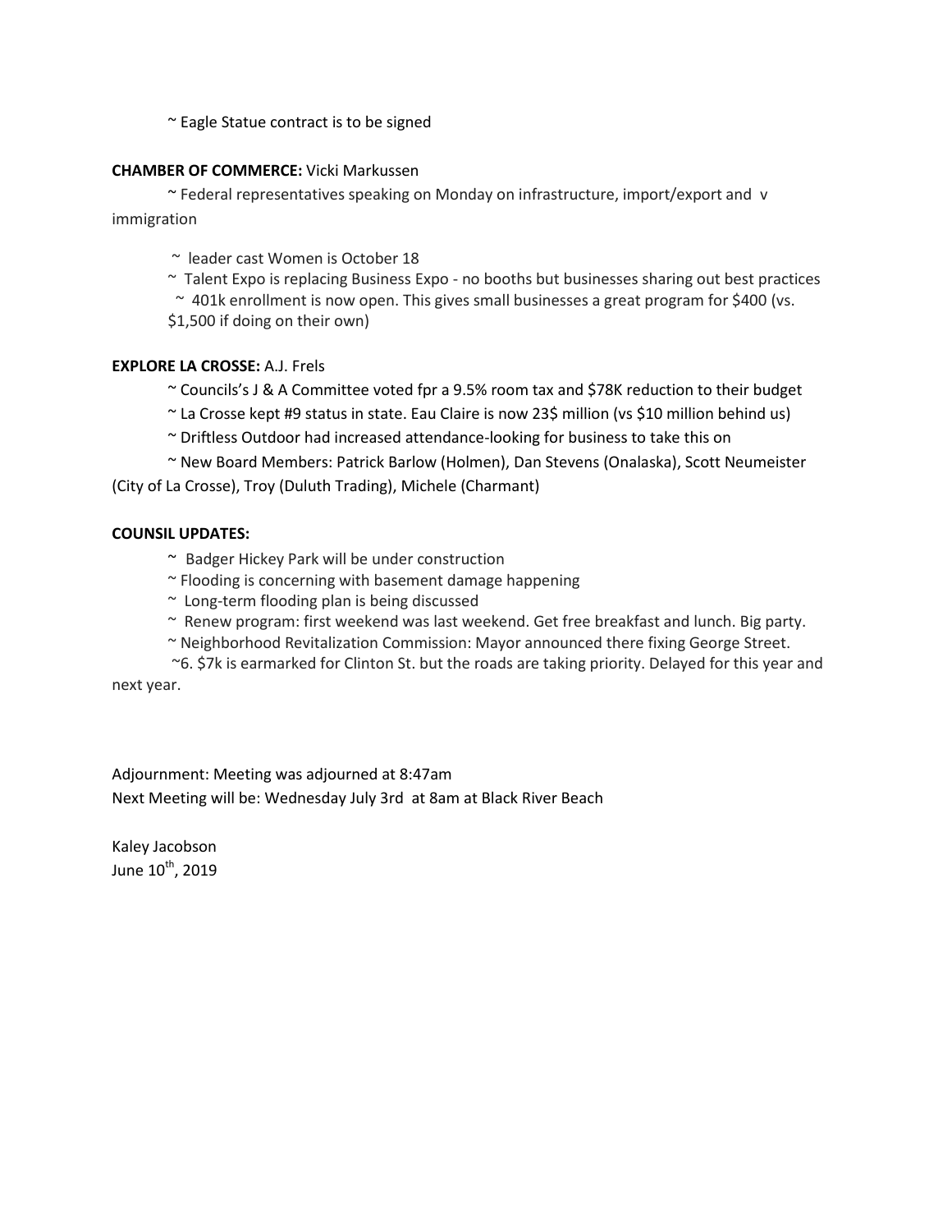~ Eagle Statue contract is to be signed

**CHAMBER OF COMMERCE:** Vicki Markussen

~ Federal representatives speaking on Monday on infrastructure, import/export and v immigration

~ leader cast Women is October 18

~ Talent Expo is replacing Business Expo - no booths but businesses sharing out best practices

~ 401k enrollment is now open. This gives small businesses a great program for $400 (vs. $1,500 if doing on their own)

**EXPLORE LA CROSSE:** A.J. Frels

~ Councils's J & A Committee voted fpr a 9.5% room tax and $78K reduction to their budget

~ La Crosse kept #9 status in state. Eau Claire is now 23$ million (vs $10 million behind us)

~ Driftless Outdoor had increased attendance-looking for business to take this on

~ New Board Members: Patrick Barlow (Holmen), Dan Stevens (Onalaska), Scott Neumeister (City of La Crosse), Troy (Duluth Trading), Michele (Charmant)

**COUNSIL UPDATES:**

~ Badger Hickey Park will be under construction

~ Flooding is concerning with basement damage happening

~ Long-term flooding plan is being discussed

~ Renew program: first weekend was last weekend. Get free breakfast and lunch. Big party.

~ Neighborhood Revitalization Commission: Mayor announced there fixing George Street.

~6. $7k is earmarked for Clinton St. but the roads are taking priority. Delayed for this year and next year.

Adjournment: Meeting was adjourned at 8:47am

Next Meeting will be: Wednesday July 3rd at 8am at Black River Beach

Kaley Jacobson

June 10th, 2019